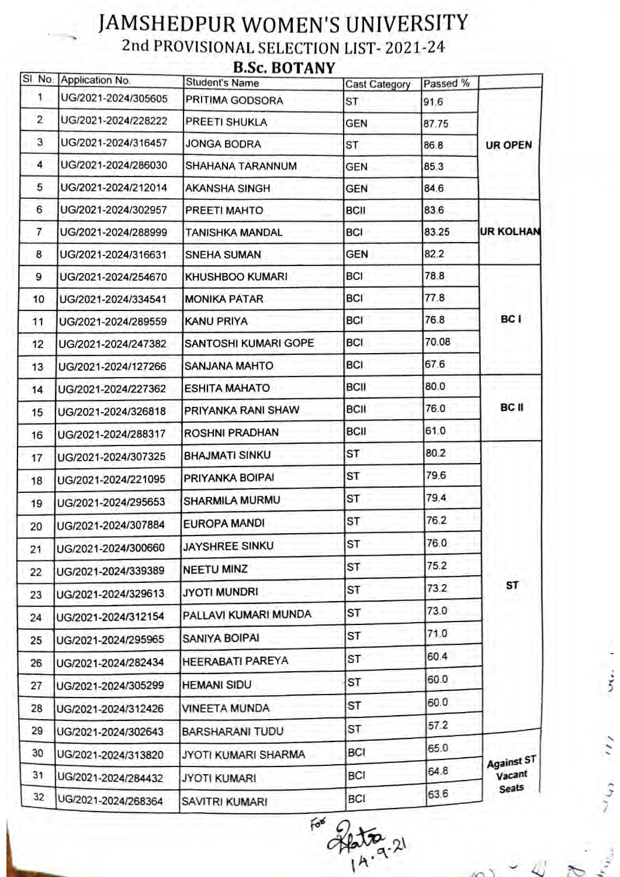# JAMSHEDPUR WOMEN'S UNIVERSITY

## 2nd PROVISIONAL SELECTION LIST- 2021-24

### B.Sc. BOTANY

| Sl. No. | Application No. | Student's Name | Cast Category | Passed % | |
|---|---|---|---|---|---|
| 1 | UG/2021-2024/305605 | PRITIMA GODSORA | ST | 91.6 | UR OPEN |
| 2 | UG/2021-2024/228222 | PREETI SHUKLA | GEN | 87.75 | |
| 3 | UG/2021-2024/316457 | JONGA BODRA | ST | 86.8 | |
| 4 | UG/2021-2024/286030 | SHAHANA TARANNUM | GEN | 85.3 | |
| 5 | UG/2021-2024/212014 | AKANSHA SINGH | GEN | 84.6 | |
| 6 | UG/2021-2024/302957 | PREETI MAHTO | BCII | 83.6 | UR KOLHAN |
| 7 | UG/2021-2024/288999 | TANISHKA MANDAL | BCI | 83.25 | |
| 8 | UG/2021-2024/316631 | SNEHA SUMAN | GEN | 82.2 | |
| 9 | UG/2021-2024/254670 | KHUSHBOO KUMARI | BCI | 78.8 | BC I |
| 10 | UG/2021-2024/334541 | MONIKA PATAR | BCI | 77.8 | |
| 11 | UG/2021-2024/289559 | KANU PRIYA | BCI | 76.8 | |
| 12 | UG/2021-2024/247382 | SANTOSHI KUMARI GOPE | BCI | 70.08 | |
| 13 | UG/2021-2024/127266 | SANJANA MAHTO | BCI | 67.6 | |
| 14 | UG/2021-2024/227362 | ESHITA MAHATO | BCII | 80.0 | BC II |
| 15 | UG/2021-2024/326818 | PRIYANKA RANI SHAW | BCII | 76.0 | |
| 16 | UG/2021-2024/288317 | ROSHNI PRADHAN | BCII | 61.0 | |
| 17 | UG/2021-2024/307325 | BHAJMATI SINKU | ST | 80.2 | ST |
| 18 | UG/2021-2024/221095 | PRIYANKA BOIPAI | ST | 79.6 | |
| 19 | UG/2021-2024/295653 | SHARMILA MURMU | ST | 79.4 | |
| 20 | UG/2021-2024/307884 | EUROPA MANDI | ST | 76.2 | |
| 21 | UG/2021-2024/300660 | JAYSHREE SINKU | ST | 76.0 | |
| 22 | UG/2021-2024/339389 | NEETU MINZ | ST | 75.2 | |
| 23 | UG/2021-2024/329613 | JYOTI MUNDRI | ST | 73.2 | |
| 24 | UG/2021-2024/312154 | PALLAVI KUMARI MUNDA | ST | 73.0 | |
| 25 | UG/2021-2024/295965 | SANIYA BOIPAI | ST | 71.0 | |
| 26 | UG/2021-2024/282434 | HEERABATI PAREYA | ST | 60.4 | |
| 27 | UG/2021-2024/305299 | HEMANI SIDU | ST | 60.0 | |
| 28 | UG/2021-2024/312426 | VINEETA MUNDA | ST | 60.0 | |
| 29 | UG/2021-2024/302643 | BARSHARANI TUDU | ST | 57.2 | |
| 30 | UG/2021-2024/313820 | JYOTI KUMARI SHARMA | BCI | 65.0 | Against ST Vacant Seats |
| 31 | UG/2021-2024/284432 | JYOTI KUMARI | BCI | 64.8 | |
| 32 | UG/2021-2024/268364 | SAVITRI KUMARI | BCI | 63.6 | |

For
14.9.21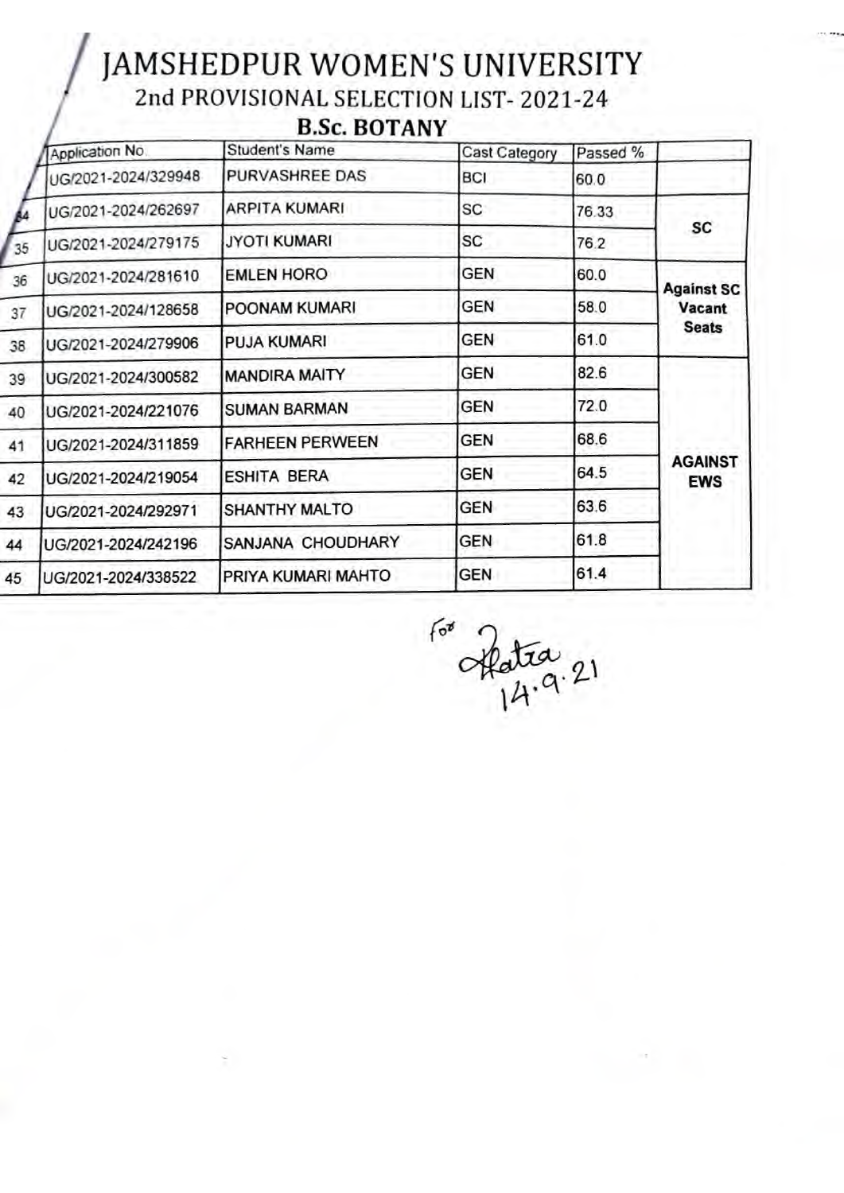# JAMSHEDPUR WOMEN'S UNIVERSITY

## 2nd PROVISIONAL SELECTION LIST- 2021-24

### B.Sc. BOTANY

| | Application No. | Student's Name | Cast Category | Passed % | |
|---|---|---|---|---|---|
| | UG/2021-2024/329948 | PURVASHREE DAS | BCI | 60.0 | |
| 34 | UG/2021-2024/262697 | ARPITA KUMARI | SC | 76.33 | SC |
| 35 | UG/2021-2024/279175 | JYOTI KUMARI | SC | 76.2 | |
| 36 | UG/2021-2024/281610 | EMLEN HORO | GEN | 60.0 | Against SC Vacant Seats |
| 37 | UG/2021-2024/128658 | POONAM KUMARI | GEN | 58.0 | |
| 38 | UG/2021-2024/279906 | PUJA KUMARI | GEN | 61.0 | |
| 39 | UG/2021-2024/300582 | MANDIRA MAITY | GEN | 82.6 | AGAINST EWS |
| 40 | UG/2021-2024/221076 | SUMAN BARMAN | GEN | 72.0 | |
| 41 | UG/2021-2024/311859 | FARHEEN PERWEEN | GEN | 68.6 | |
| 42 | UG/2021-2024/219054 | ESHITA BERA | GEN | 64.5 | |
| 43 | UG/2021-2024/292971 | SHANTHY MALTO | GEN | 63.6 | |
| 44 | UG/2021-2024/242196 | SANJANA CHOUDHARY | GEN | 61.8 | |
| 45 | UG/2021-2024/338522 | PRIYA KUMARI MAHTO | GEN | 61.4 | |

For Patra
14.9.21